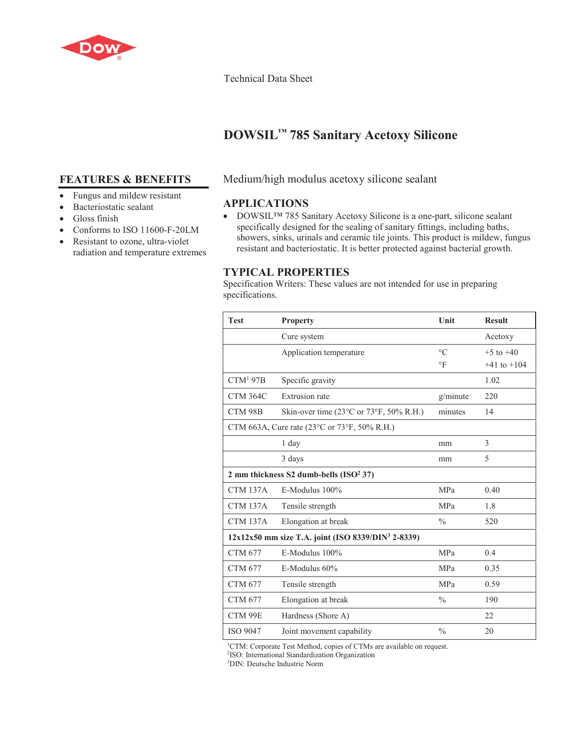Technical Data Sheet

# DOWSIL™ 785 Sanitary Acetoxy Silicone

## FEATURES & BENEFITS

- Fungus and mildew resistant
- Bacteriostatic sealant
- Gloss finish
- Conforms to ISO 11600-F-20LM
- Resistant to ozone, ultra-violet radiation and temperature extremes

Medium/high modulus acetoxy silicone sealant

## APPLICATIONS

- DOWSIL™ 785 Sanitary Acetoxy Silicone is a one-part, silicone sealant specifically designed for the sealing of sanitary fittings, including baths, showers, sinks, urinals and ceramic tile joints. This product is mildew, fungus resistant and bacteriostatic. It is better protected against bacterial growth.

## TYPICAL PROPERTIES

Specification Writers: These values are not intended for use in preparing specifications.

| Test | Property | Unit | Result |
|---|---|---|---|
| | Cure system | | Acetoxy |
| | Application temperature | °C<br>°F | +5 to +40<br>+41 to +104 |
| CTM[1] 97B | Specific gravity | | 1.02 |
| CTM 364C | Extrusion rate | g/minute | 220 |
| CTM 98B | Skin-over time (23°C or 73°F, 50% R.H.) | minutes | 14 |
| CTM 663A, Cure rate (23°C or 73°F, 50% R.H.) | | | |
| | 1 day | mm | 3 |
| | 3 days | mm | 5 |
| **2 mm thickness S2 dumb-bells (ISO[2] 37)** | | | |
| CTM 137A | E-Modulus 100% | MPa | 0.40 |
| CTM 137A | Tensile strength | MPa | 1.8 |
| CTM 137A | Elongation at break | % | 520 |
| **12x12x50 mm size T.A. joint (ISO 8339/DIN[3] 2-8339)** | | | |
| CTM 677 | E-Modulus 100% | MPa | 0.4 |
| CTM 677 | E-Modulus 60% | MPa | 0.35 |
| CTM 677 | Tensile strength | MPa | 0.59 |
| CTM 677 | Elongation at break | % | 190 |
| CTM 99E | Hardness (Shore A) | | 22 |
| ISO 9047 | Joint movement capability | % | 20 |

[1]CTM: Corporate Test Method, copies of CTMs are available on request.
[2]ISO: International Standardization Organization
[3]DIN: Deutsche Industrie Norm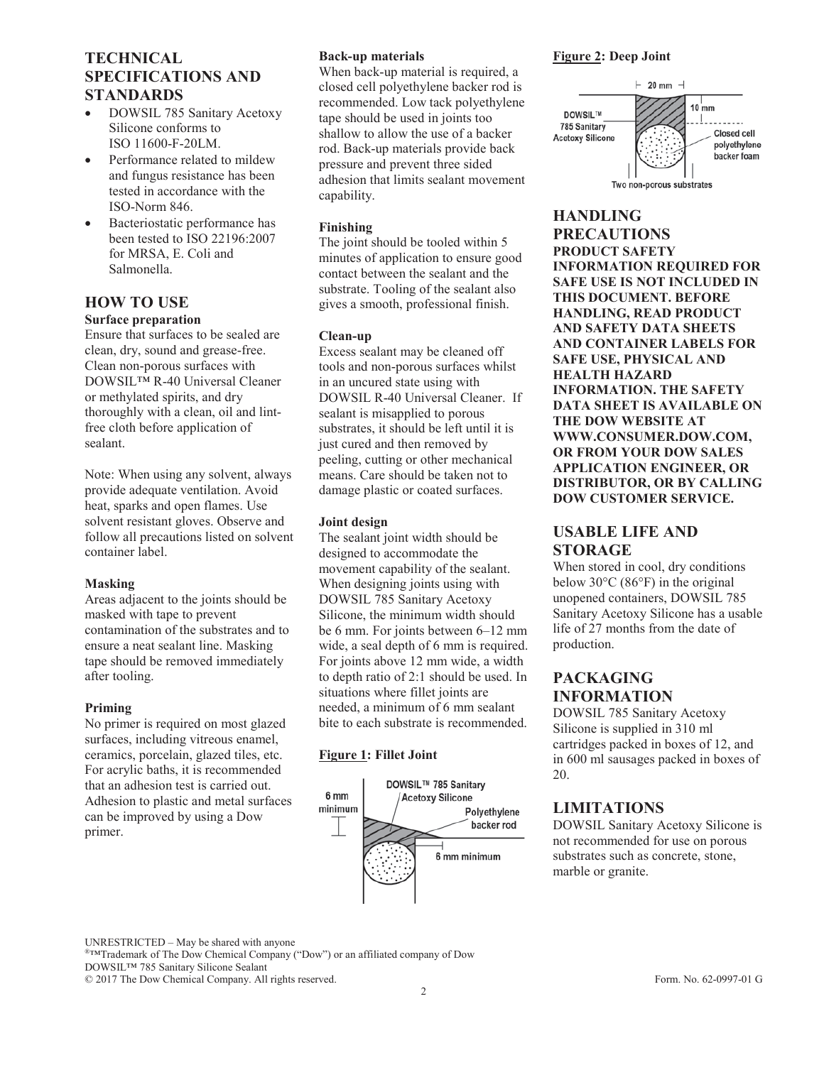## TECHNICAL SPECIFICATIONS AND STANDARDS

- DOWSIL 785 Sanitary Acetoxy Silicone conforms to ISO 11600-F-20LM.
- Performance related to mildew and fungus resistance has been tested in accordance with the ISO-Norm 846.
- Bacteriostatic performance has been tested to ISO 22196:2007 for MRSA, E. Coli and Salmonella.

## HOW TO USE

### Surface preparation

Ensure that surfaces to be sealed are clean, dry, sound and grease-free. Clean non-porous surfaces with DOWSIL™ R-40 Universal Cleaner or methylated spirits, and dry thoroughly with a clean, oil and lint-free cloth before application of sealant.

Note: When using any solvent, always provide adequate ventilation. Avoid heat, sparks and open flames. Use solvent resistant gloves. Observe and follow all precautions listed on solvent container label.

### Masking

Areas adjacent to the joints should be masked with tape to prevent contamination of the substrates and to ensure a neat sealant line. Masking tape should be removed immediately after tooling.

### Priming

No primer is required on most glazed surfaces, including vitreous enamel, ceramics, porcelain, glazed tiles, etc. For acrylic baths, it is recommended that an adhesion test is carried out. Adhesion to plastic and metal surfaces can be improved by using a Dow primer.

### Back-up materials

When back-up material is required, a closed cell polyethylene backer rod is recommended. Low tack polyethylene tape should be used in joints too shallow to allow the use of a backer rod. Back-up materials provide back pressure and prevent three sided adhesion that limits sealant movement capability.

### Finishing

The joint should be tooled within 5 minutes of application to ensure good contact between the sealant and the substrate. Tooling of the sealant also gives a smooth, professional finish.

### Clean-up

Excess sealant may be cleaned off tools and non-porous surfaces whilst in an uncured state using with DOWSIL R-40 Universal Cleaner. If sealant is misapplied to porous substrates, it should be left until it is just cured and then removed by peeling, cutting or other mechanical means. Care should be taken not to damage plastic or coated surfaces.

### Joint design

The sealant joint width should be designed to accommodate the movement capability of the sealant. When designing joints using with DOWSIL 785 Sanitary Acetoxy Silicone, the minimum width should be 6 mm. For joints between 6–12 mm wide, a seal depth of 6 mm is required. For joints above 12 mm wide, a width to depth ratio of 2:1 should be used. In situations where fillet joints are needed, a minimum of 6 mm sealant bite to each substrate is recommended.

**Figure 1: Fillet Joint**

DOWSIL™ 785 Sanitary Acetoxy Silicone; 6 mm minimum; Polyethylene backer rod; 6 mm minimum

**Figure 2: Deep Joint**

20 mm; 10 mm; DOWSIL™ 785 Sanitary Acetoxy Silicone; Closed cell polyethylene backer foam; Two non-porous substrates

## HANDLING PRECAUTIONS

**PRODUCT SAFETY INFORMATION REQUIRED FOR SAFE USE IS NOT INCLUDED IN THIS DOCUMENT. BEFORE HANDLING, READ PRODUCT AND SAFETY DATA SHEETS AND CONTAINER LABELS FOR SAFE USE, PHYSICAL AND HEALTH HAZARD INFORMATION. THE SAFETY DATA SHEET IS AVAILABLE ON THE DOW WEBSITE AT WWW.CONSUMER.DOW.COM, OR FROM YOUR DOW SALES APPLICATION ENGINEER, OR DISTRIBUTOR, OR BY CALLING DOW CUSTOMER SERVICE.**

## USABLE LIFE AND STORAGE

When stored in cool, dry conditions below 30°C (86°F) in the original unopened containers, DOWSIL 785 Sanitary Acetoxy Silicone has a usable life of 27 months from the date of production.

## PACKAGING INFORMATION

DOWSIL 785 Sanitary Acetoxy Silicone is supplied in 310 ml cartridges packed in boxes of 12, and in 600 ml sausages packed in boxes of 20.

## LIMITATIONS

DOWSIL Sanitary Acetoxy Silicone is not recommended for use on porous substrates such as concrete, stone, marble or granite.

UNRESTRICTED – May be shared with anyone
®™Trademark of The Dow Chemical Company ("Dow") or an affiliated company of Dow
DOWSIL™ 785 Sanitary Silicone Sealant
© 2017 The Dow Chemical Company. All rights reserved. Form. No. 62-0997-01 G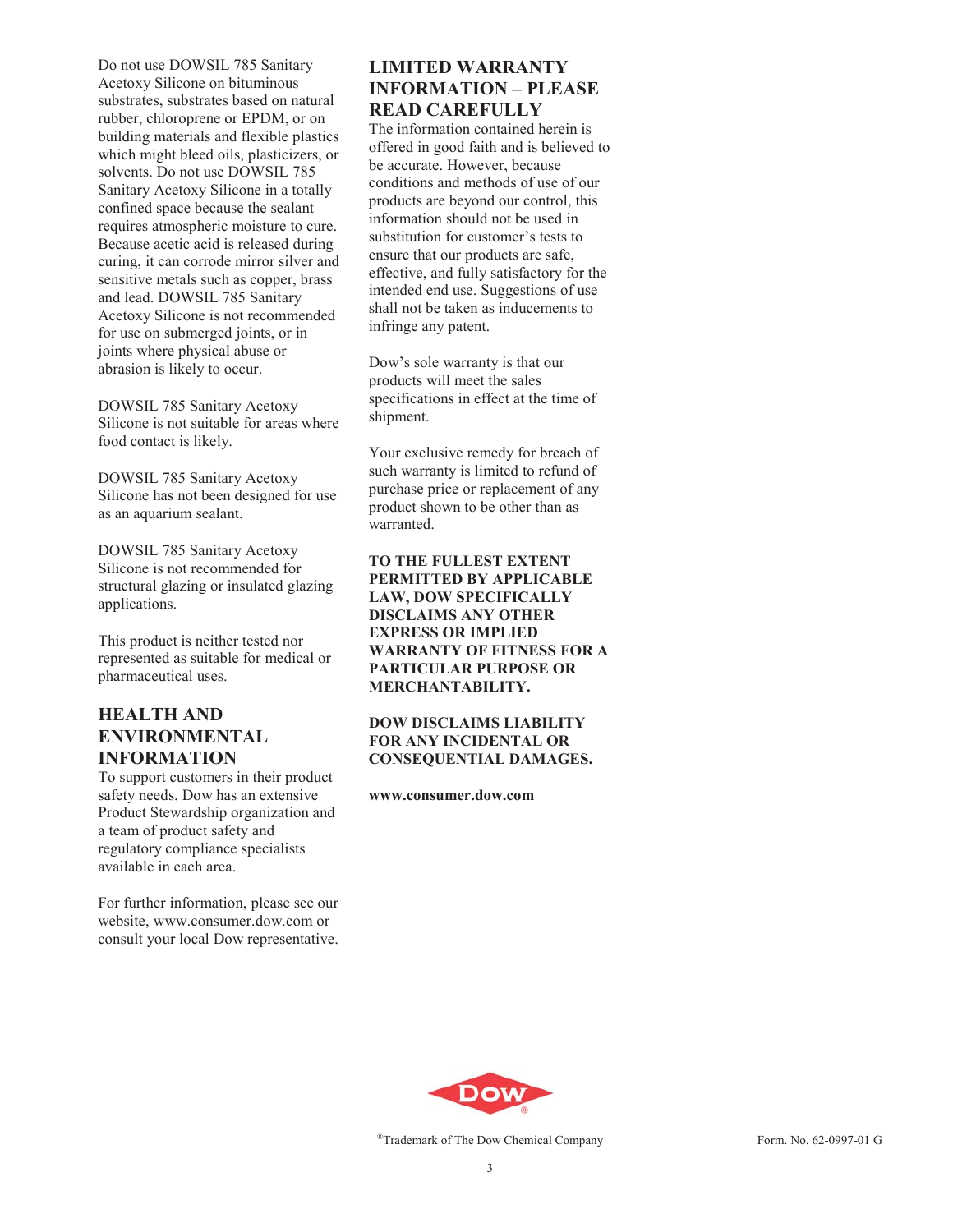Do not use DOWSIL 785 Sanitary Acetoxy Silicone on bituminous substrates, substrates based on natural rubber, chloroprene or EPDM, or on building materials and flexible plastics which might bleed oils, plasticizers, or solvents. Do not use DOWSIL 785 Sanitary Acetoxy Silicone in a totally confined space because the sealant requires atmospheric moisture to cure. Because acetic acid is released during curing, it can corrode mirror silver and sensitive metals such as copper, brass and lead. DOWSIL 785 Sanitary Acetoxy Silicone is not recommended for use on submerged joints, or in joints where physical abuse or abrasion is likely to occur.

DOWSIL 785 Sanitary Acetoxy Silicone is not suitable for areas where food contact is likely.

DOWSIL 785 Sanitary Acetoxy Silicone has not been designed for use as an aquarium sealant.

DOWSIL 785 Sanitary Acetoxy Silicone is not recommended for structural glazing or insulated glazing applications.

This product is neither tested nor represented as suitable for medical or pharmaceutical uses.

## HEALTH AND ENVIRONMENTAL INFORMATION

To support customers in their product safety needs, Dow has an extensive Product Stewardship organization and a team of product safety and regulatory compliance specialists available in each area.

For further information, please see our website, www.consumer.dow.com or consult your local Dow representative.

## LIMITED WARRANTY INFORMATION – PLEASE READ CAREFULLY

The information contained herein is offered in good faith and is believed to be accurate. However, because conditions and methods of use of our products are beyond our control, this information should not be used in substitution for customer's tests to ensure that our products are safe, effective, and fully satisfactory for the intended end use. Suggestions of use shall not be taken as inducements to infringe any patent.

Dow's sole warranty is that our products will meet the sales specifications in effect at the time of shipment.

Your exclusive remedy for breach of such warranty is limited to refund of purchase price or replacement of any product shown to be other than as warranted.

**TO THE FULLEST EXTENT PERMITTED BY APPLICABLE LAW, DOW SPECIFICALLY DISCLAIMS ANY OTHER EXPRESS OR IMPLIED WARRANTY OF FITNESS FOR A PARTICULAR PURPOSE OR MERCHANTABILITY.**

**DOW DISCLAIMS LIABILITY FOR ANY INCIDENTAL OR CONSEQUENTIAL DAMAGES.**

**www.consumer.dow.com**

®Trademark of The Dow Chemical Company

Form. No. 62-0997-01 G